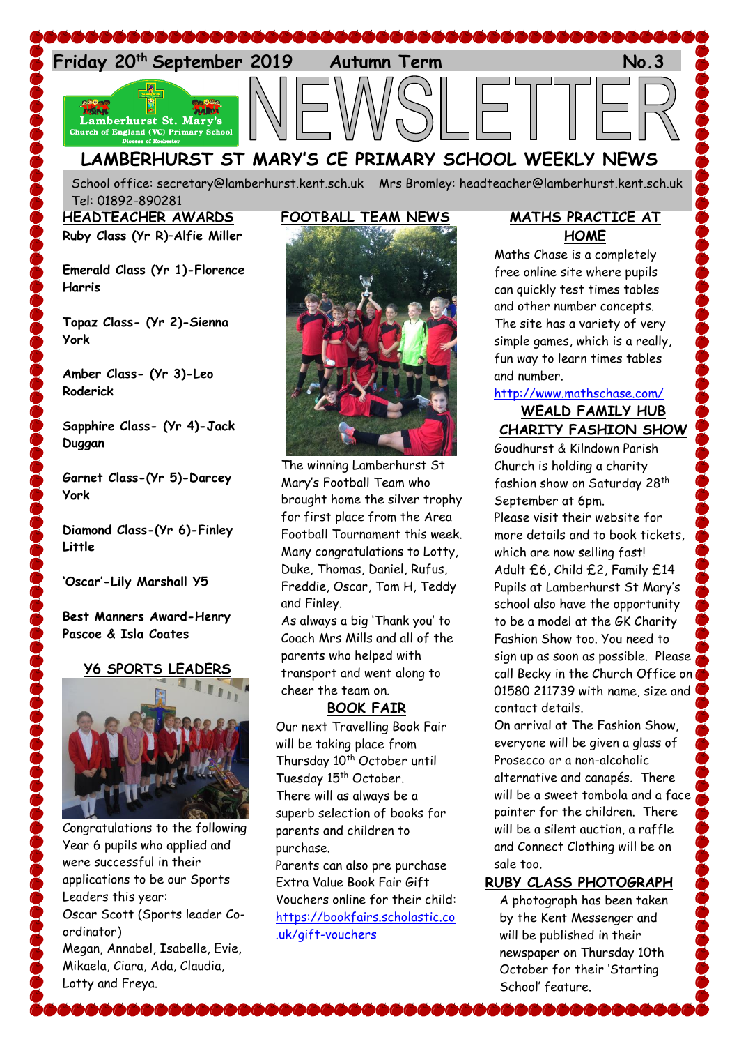Friday 20th September 2019 Autumn Term No.3

# NEWSLETTER

## LAMBERHURST ST MARY'S CE PRIMARY SCHOOL WEEKLY NEWS

School office: secretary@lamberhurst.kent.sch.uk Mrs Bromley: headteacher@lamberhurst.kent.sch.uk
Tel: 01892-890281

### HEADTEACHER AWARDS

**Ruby Class (Yr R)–Alfie Miller**

**Emerald Class (Yr 1)-Florence Harris**

**Topaz Class- (Yr 2)-Sienna York**

**Amber Class- (Yr 3)-Leo Roderick**

**Sapphire Class- (Yr 4)-Jack Duggan**

**Garnet Class-(Yr 5)-Darcey York**

**Diamond Class-(Yr 6)-Finley Little**

**'Oscar'-Lily Marshall Y5**

**Best Manners Award-Henry Pascoe & Isla Coates**

### Y6 SPORTS LEADERS

Congratulations to the following Year 6 pupils who applied and were successful in their applications to be our Sports Leaders this year:
Oscar Scott (Sports leader Co-ordinator)
Megan, Annabel, Isabelle, Evie, Mikaela, Ciara, Ada, Claudia, Lotty and Freya.

### FOOTBALL TEAM NEWS

The winning Lamberhurst St Mary's Football Team who brought home the silver trophy for first place from the Area Football Tournament this week. Many congratulations to Lotty, Duke, Thomas, Daniel, Rufus, Freddie, Oscar, Tom H, Teddy and Finley.
As always a big 'Thank you' to Coach Mrs Mills and all of the parents who helped with transport and went along to cheer the team on.

### BOOK FAIR

Our next Travelling Book Fair will be taking place from Thursday 10th October until Tuesday 15th October.
There will as always be a superb selection of books for parents and children to purchase.
Parents can also pre purchase Extra Value Book Fair Gift Vouchers online for their child:
https://bookfairs.scholastic.co.uk/gift-vouchers

### MATHS PRACTICE AT HOME

Maths Chase is a completely free online site where pupils can quickly test times tables and other number concepts. The site has a variety of very simple games, which is a really, fun way to learn times tables and number.
http://www.mathschase.com/

### WEALD FAMILY HUB CHARITY FASHION SHOW

Goudhurst & Kilndown Parish Church is holding a charity fashion show on Saturday 28th September at 6pm.
Please visit their website for more details and to book tickets, which are now selling fast!
Adult £6, Child £2, Family £14
Pupils at Lamberhurst St Mary's school also have the opportunity to be a model at the GK Charity Fashion Show too. You need to sign up as soon as possible. Please call Becky in the Church Office on 01580 211739 with name, size and contact details.
On arrival at The Fashion Show, everyone will be given a glass of Prosecco or a non-alcoholic alternative and canapés. There will be a sweet tombola and a face painter for the children. There will be a silent auction, a raffle and Connect Clothing will be on sale too.

### RUBY CLASS PHOTOGRAPH

A photograph has been taken by the Kent Messenger and will be published in their newspaper on Thursday 10th October for their 'Starting School' feature.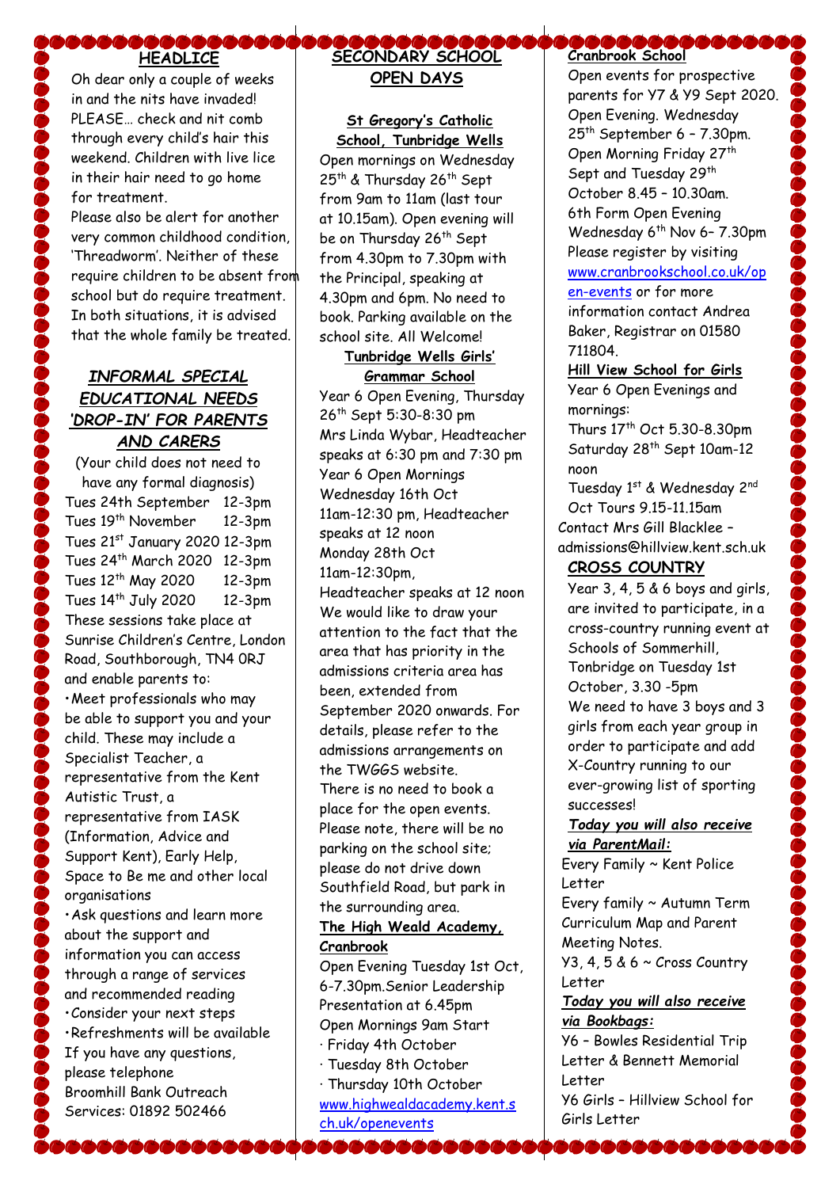## HEADLICE

Oh dear only a couple of weeks in and the nits have invaded! PLEASE… check and nit comb through every child's hair this weekend. Children with live lice in their hair need to go home for treatment.

Please also be alert for another very common childhood condition, 'Threadworm'. Neither of these require children to be absent from school but do require treatment. In both situations, it is advised that the whole family be treated.

## *INFORMAL SPECIAL EDUCATIONAL NEEDS 'DROP-IN' FOR PARENTS AND CARERS*

(Your child does not need to have any formal diagnosis)

Tues 24th September 12-3pm
Tues 19th November 12-3pm
Tues 21st January 2020 12-3pm
Tues 24th March 2020 12-3pm
Tues 12th May 2020 12-3pm
Tues 14th July 2020 12-3pm

These sessions take place at Sunrise Children's Centre, London Road, Southborough, TN4 0RJ and enable parents to:

- Meet professionals who may be able to support you and your child. These may include a Specialist Teacher, a representative from the Kent Autistic Trust, a representative from IASK (Information, Advice and Support Kent), Early Help, Space to Be me and other local organisations
- Ask questions and learn more about the support and information you can access through a range of services and recommended reading
- Consider your next steps
- Refreshments will be available

If you have any questions, please telephone Broomhill Bank Outreach Services: 01892 502466

## SECONDARY SCHOOL OPEN DAYS

**St Gregory's Catholic School, Tunbridge Wells**

Open mornings on Wednesday 25th & Thursday 26th Sept from 9am to 11am (last tour at 10.15am). Open evening will be on Thursday 26th Sept from 4.30pm to 7.30pm with the Principal, speaking at 4.30pm and 6pm. No need to book. Parking available on the school site. All Welcome!

**Tunbridge Wells Girls' Grammar School**

Year 6 Open Evening, Thursday 26th Sept 5:30-8:30 pm
Mrs Linda Wybar, Headteacher speaks at 6:30 pm and 7:30 pm
Year 6 Open Mornings
Wednesday 16th Oct
11am-12:30 pm, Headteacher speaks at 12 noon
Monday 28th Oct
11am-12:30pm,
Headteacher speaks at 12 noon
We would like to draw your attention to the fact that the area that has priority in the admissions criteria area has been, extended from September 2020 onwards. For details, please refer to the admissions arrangements on the TWGGS website.
There is no need to book a place for the open events. Please note, there will be no parking on the school site; please do not drive down Southfield Road, but park in the surrounding area.

**The High Weald Academy, Cranbrook**

Open Evening Tuesday 1st Oct, 6-7.30pm.Senior Leadership Presentation at 6.45pm
Open Mornings 9am Start
· Friday 4th October
· Tuesday 8th October
· Thursday 10th October
www.highwealdacademy.kent.sch.uk/openevents

**Cranbrook School**

Open events for prospective parents for Y7 & Y9 Sept 2020. Open Evening. Wednesday 25th September 6 – 7.30pm. Open Morning Friday 27th Sept and Tuesday 29th October 8.45 – 10.30am. 6th Form Open Evening Wednesday 6th Nov 6– 7.30pm Please register by visiting www.cranbrookschool.co.uk/open-events or for more information contact Andrea Baker, Registrar on 01580 711804.

**Hill View School for Girls**

Year 6 Open Evenings and mornings:
Thurs 17th Oct 5.30-8.30pm
Saturday 28th Sept 10am-12 noon
Tuesday 1st & Wednesday 2nd Oct Tours 9.15-11.15am
Contact Mrs Gill Blacklee – admissions@hillview.kent.sch.uk

## CROSS COUNTRY

Year 3, 4, 5 & 6 boys and girls, are invited to participate, in a cross-country running event at Schools of Sommerhill, Tonbridge on Tuesday 1st October, 3.30 -5pm
We need to have 3 boys and 3 girls from each year group in order to participate and add X-Country running to our ever-growing list of sporting successes!

***Today you will also receive via ParentMail:***

Every Family ~ Kent Police Letter
Every family ~ Autumn Term Curriculum Map and Parent Meeting Notes.
Y3, 4, 5 & 6 ~ Cross Country Letter

***Today you will also receive via Bookbags:***

Y6 – Bowles Residential Trip Letter & Bennett Memorial Letter
Y6 Girls – Hillview School for Girls Letter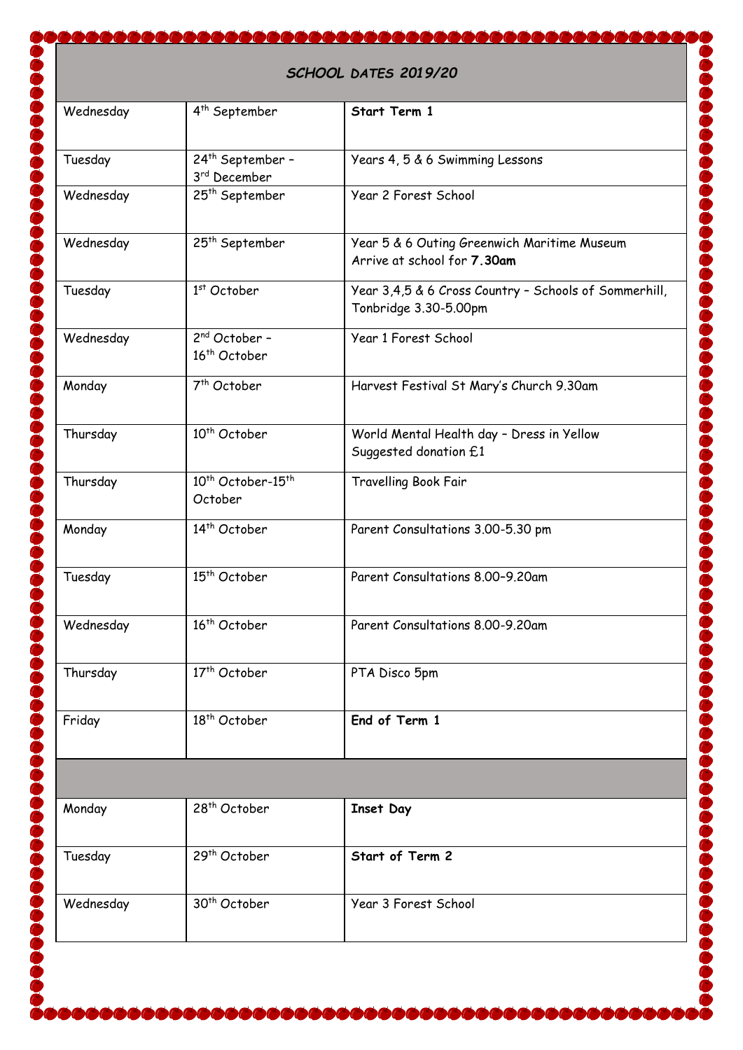| SCHOOL DATES 2019/20 | | |
|---|---|---|
| Wednesday | 4th September | **Start Term 1** |
| Tuesday | 24th September – 3rd December | Years 4, 5 & 6 Swimming Lessons |
| Wednesday | 25th September | Year 2 Forest School |
| Wednesday | 25th September | Year 5 & 6 Outing Greenwich Maritime Museum Arrive at school for **7.30am** |
| Tuesday | 1st October | Year 3,4,5 & 6 Cross Country – Schools of Sommerhill, Tonbridge 3.30-5.00pm |
| Wednesday | 2nd October – 16th October | Year 1 Forest School |
| Monday | 7th October | Harvest Festival St Mary's Church 9.30am |
| Thursday | 10th October | World Mental Health day – Dress in Yellow Suggested donation £1 |
| Thursday | 10th October-15th October | Travelling Book Fair |
| Monday | 14th October | Parent Consultations 3.00-5.30 pm |
| Tuesday | 15th October | Parent Consultations 8.00–9.20am |
| Wednesday | 16th October | Parent Consultations 8.00-9.20am |
| Thursday | 17th October | PTA Disco 5pm |
| Friday | 18th October | **End of Term 1** |
| | | |
| Monday | 28th October | **Inset Day** |
| Tuesday | 29th October | **Start of Term 2** |
| Wednesday | 30th October | Year 3 Forest School |